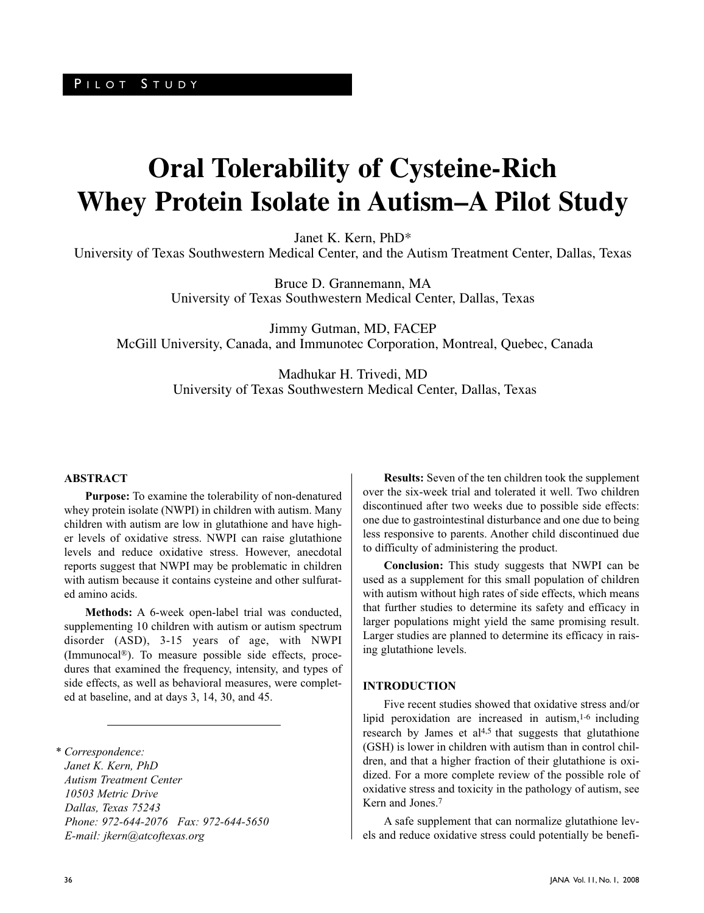PILOT STUDY

# Oral Tolerability of Cysteine-Rich Whey Protein Isolate in Autism–A Pilot Study

Janet K. Kern, PhD*
University of Texas Southwestern Medical Center, and the Autism Treatment Center, Dallas, Texas

Bruce D. Grannemann, MA
University of Texas Southwestern Medical Center, Dallas, Texas

Jimmy Gutman, MD, FACEP
McGill University, Canada, and Immunotec Corporation, Montreal, Quebec, Canada

Madhukar H. Trivedi, MD
University of Texas Southwestern Medical Center, Dallas, Texas

## ABSTRACT

**Purpose:** To examine the tolerability of non-denatured whey protein isolate (NWPI) in children with autism. Many children with autism are low in glutathione and have higher levels of oxidative stress. NWPI can raise glutathione levels and reduce oxidative stress. However, anecdotal reports suggest that NWPI may be problematic in children with autism because it contains cysteine and other sulfurated amino acids.

**Methods:** A 6-week open-label trial was conducted, supplementing 10 children with autism or autism spectrum disorder (ASD), 3-15 years of age, with NWPI (Immunocal®). To measure possible side effects, procedures that examined the frequency, intensity, and types of side effects, as well as behavioral measures, were completed at baseline, and at days 3, 14, 30, and 45.

**Results:** Seven of the ten children took the supplement over the six-week trial and tolerated it well. Two children discontinued after two weeks due to possible side effects: one due to gastrointestinal disturbance and one due to being less responsive to parents. Another child discontinued due to difficulty of administering the product.

**Conclusion:** This study suggests that NWPI can be used as a supplement for this small population of children with autism without high rates of side effects, which means that further studies to determine its safety and efficacy in larger populations might yield the same promising result. Larger studies are planned to determine its efficacy in raising glutathione levels.

*\* Correspondence:*
*Janet K. Kern, PhD*
*Autism Treatment Center*
*10503 Metric Drive*
*Dallas, Texas 75243*
*Phone: 972-644-2076 Fax: 972-644-5650*
*E-mail: jkern@atcoftexas.org*

## INTRODUCTION

Five recent studies showed that oxidative stress and/or lipid peroxidation are increased in autism,[1-6] including research by James et al[4,5] that suggests that glutathione (GSH) is lower in children with autism than in control children, and that a higher fraction of their glutathione is oxidized. For a more complete review of the possible role of oxidative stress and toxicity in the pathology of autism, see Kern and Jones.[7]

A safe supplement that can normalize glutathione levels and reduce oxidative stress could potentially be benefi-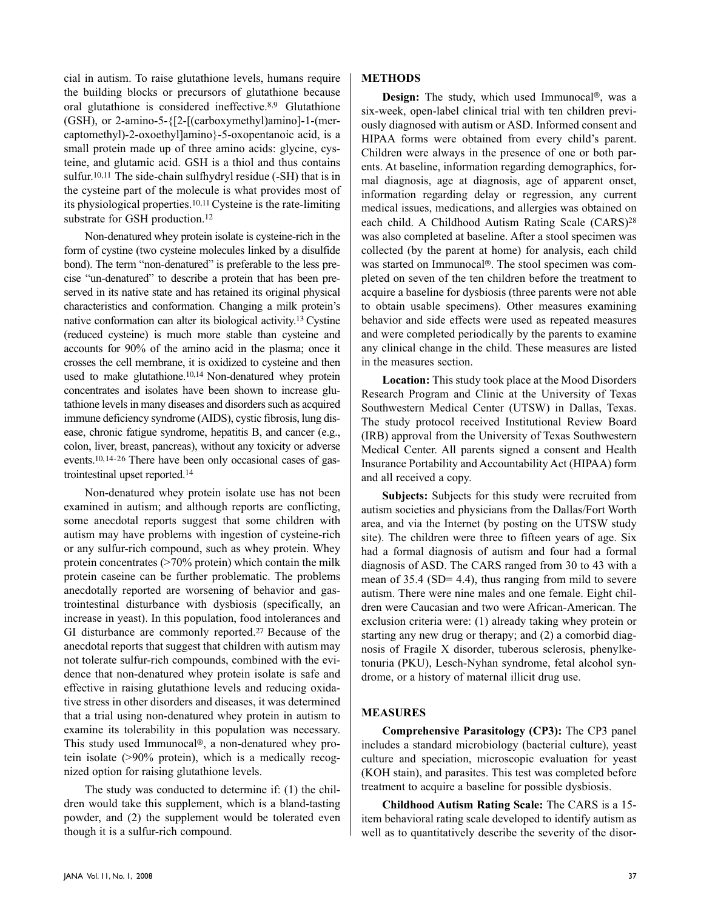cial in autism. To raise glutathione levels, humans require the building blocks or precursors of glutathione because oral glutathione is considered ineffective.[8,9] Glutathione (GSH), or 2-amino-5-{[2-[(carboxymethyl)amino]-1-(mercaptomethyl)-2-oxoethyl]amino}-5-oxopentanoic acid, is a small protein made up of three amino acids: glycine, cysteine, and glutamic acid. GSH is a thiol and thus contains sulfur.[10,11] The side-chain sulfhydryl residue (-SH) that is in the cysteine part of the molecule is what provides most of its physiological properties.[10,11] Cysteine is the rate-limiting substrate for GSH production.[12]

Non-denatured whey protein isolate is cysteine-rich in the form of cystine (two cysteine molecules linked by a disulfide bond). The term "non-denatured" is preferable to the less precise "un-denatured" to describe a protein that has been preserved in its native state and has retained its original physical characteristics and conformation. Changing a milk protein's native conformation can alter its biological activity.[13] Cystine (reduced cysteine) is much more stable than cysteine and accounts for 90% of the amino acid in the plasma; once it crosses the cell membrane, it is oxidized to cysteine and then used to make glutathione.[10,14] Non-denatured whey protein concentrates and isolates have been shown to increase glutathione levels in many diseases and disorders such as acquired immune deficiency syndrome (AIDS), cystic fibrosis, lung disease, chronic fatigue syndrome, hepatitis B, and cancer (e.g., colon, liver, breast, pancreas), without any toxicity or adverse events.[10,14-26] There have been only occasional cases of gastrointestinal upset reported.[14]

Non-denatured whey protein isolate use has not been examined in autism; and although reports are conflicting, some anecdotal reports suggest that some children with autism may have problems with ingestion of cysteine-rich or any sulfur-rich compound, such as whey protein. Whey protein concentrates (>70% protein) which contain the milk protein caseine can be further problematic. The problems anecdotally reported are worsening of behavior and gastrointestinal disturbance with dysbiosis (specifically, an increase in yeast). In this population, food intolerances and GI disturbance are commonly reported.[27] Because of the anecdotal reports that suggest that children with autism may not tolerate sulfur-rich compounds, combined with the evidence that non-denatured whey protein isolate is safe and effective in raising glutathione levels and reducing oxidative stress in other disorders and diseases, it was determined that a trial using non-denatured whey protein in autism to examine its tolerability in this population was necessary. This study used Immunocal®, a non-denatured whey protein isolate (>90% protein), which is a medically recognized option for raising glutathione levels.

The study was conducted to determine if: (1) the children would take this supplement, which is a bland-tasting powder, and (2) the supplement would be tolerated even though it is a sulfur-rich compound.

## METHODS

**Design:** The study, which used Immunocal®, was a six-week, open-label clinical trial with ten children previously diagnosed with autism or ASD. Informed consent and HIPAA forms were obtained from every child's parent. Children were always in the presence of one or both parents. At baseline, information regarding demographics, formal diagnosis, age at diagnosis, age of apparent onset, information regarding delay or regression, any current medical issues, medications, and allergies was obtained on each child. A Childhood Autism Rating Scale (CARS)[28] was also completed at baseline. After a stool specimen was collected (by the parent at home) for analysis, each child was started on Immunocal®. The stool specimen was completed on seven of the ten children before the treatment to acquire a baseline for dysbiosis (three parents were not able to obtain usable specimens). Other measures examining behavior and side effects were used as repeated measures and were completed periodically by the parents to examine any clinical change in the child. These measures are listed in the measures section.

**Location:** This study took place at the Mood Disorders Research Program and Clinic at the University of Texas Southwestern Medical Center (UTSW) in Dallas, Texas. The study protocol received Institutional Review Board (IRB) approval from the University of Texas Southwestern Medical Center. All parents signed a consent and Health Insurance Portability and Accountability Act (HIPAA) form and all received a copy.

**Subjects:** Subjects for this study were recruited from autism societies and physicians from the Dallas/Fort Worth area, and via the Internet (by posting on the UTSW study site). The children were three to fifteen years of age. Six had a formal diagnosis of autism and four had a formal diagnosis of ASD. The CARS ranged from 30 to 43 with a mean of 35.4 (SD= 4.4), thus ranging from mild to severe autism. There were nine males and one female. Eight children were Caucasian and two were African-American. The exclusion criteria were: (1) already taking whey protein or starting any new drug or therapy; and (2) a comorbid diagnosis of Fragile X disorder, tuberous sclerosis, phenylketonuria (PKU), Lesch-Nyhan syndrome, fetal alcohol syndrome, or a history of maternal illicit drug use.

## MEASURES

**Comprehensive Parasitology (CP3):** The CP3 panel includes a standard microbiology (bacterial culture), yeast culture and speciation, microscopic evaluation for yeast (KOH stain), and parasites. This test was completed before treatment to acquire a baseline for possible dysbiosis.

**Childhood Autism Rating Scale:** The CARS is a 15-item behavioral rating scale developed to identify autism as well as to quantitatively describe the severity of the disor-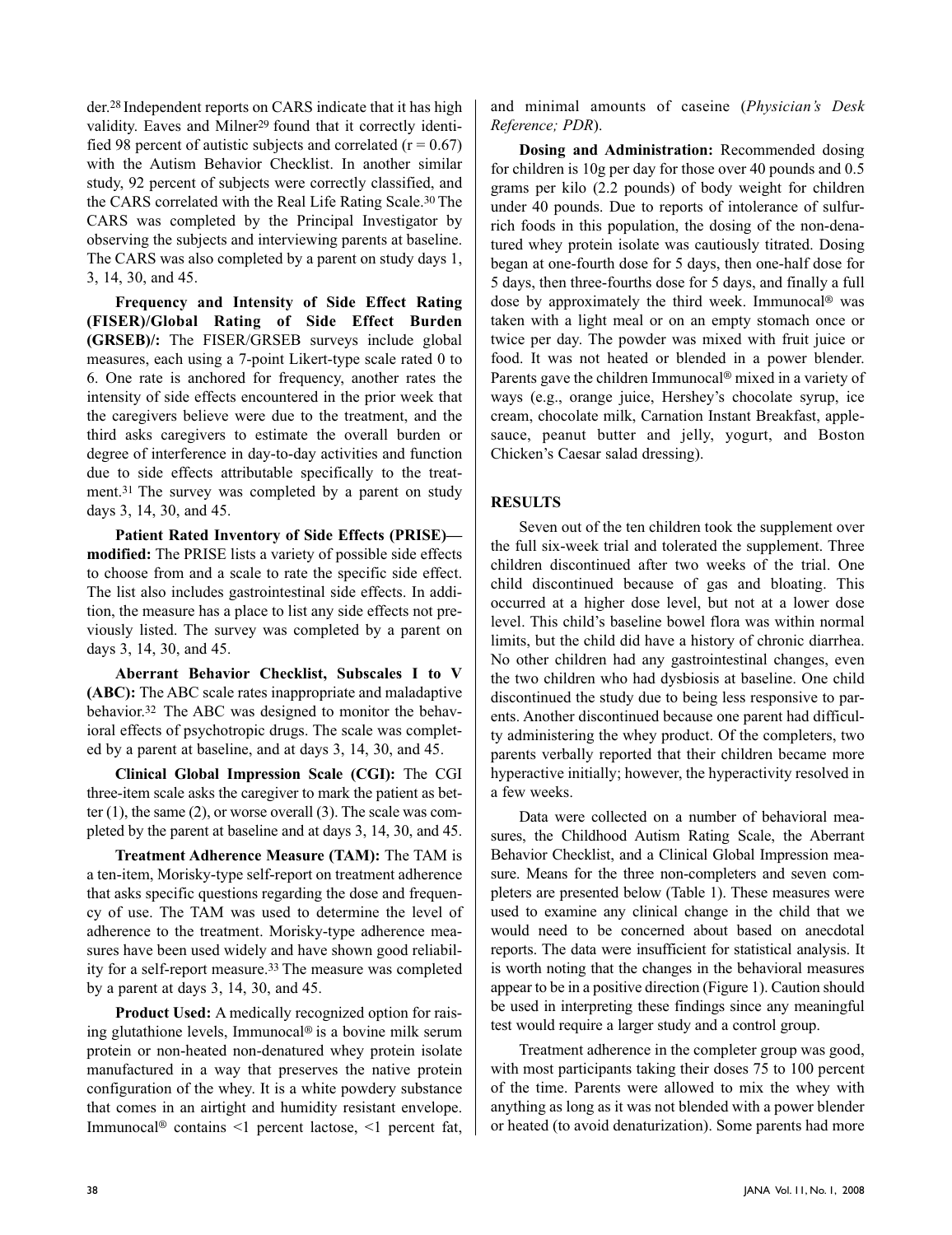der.[28] Independent reports on CARS indicate that it has high validity. Eaves and Milner[29] found that it correctly identified 98 percent of autistic subjects and correlated ($r = 0.67$) with the Autism Behavior Checklist. In another similar study, 92 percent of subjects were correctly classified, and the CARS correlated with the Real Life Rating Scale.[30] The CARS was completed by the Principal Investigator by observing the subjects and interviewing parents at baseline. The CARS was also completed by a parent on study days 1, 3, 14, 30, and 45.

**Frequency and Intensity of Side Effect Rating (FISER)/Global Rating of Side Effect Burden (GRSEB)/:** The FISER/GRSEB surveys include global measures, each using a 7-point Likert-type scale rated 0 to 6. One rate is anchored for frequency, another rates the intensity of side effects encountered in the prior week that the caregivers believe were due to the treatment, and the third asks caregivers to estimate the overall burden or degree of interference in day-to-day activities and function due to side effects attributable specifically to the treatment.[31] The survey was completed by a parent on study days 3, 14, 30, and 45.

**Patient Rated Inventory of Side Effects (PRISE)—modified:** The PRISE lists a variety of possible side effects to choose from and a scale to rate the specific side effect. The list also includes gastrointestinal side effects. In addition, the measure has a place to list any side effects not previously listed. The survey was completed by a parent on days 3, 14, 30, and 45.

**Aberrant Behavior Checklist, Subscales I to V (ABC):** The ABC scale rates inappropriate and maladaptive behavior.[32] The ABC was designed to monitor the behavioral effects of psychotropic drugs. The scale was completed by a parent at baseline, and at days 3, 14, 30, and 45.

**Clinical Global Impression Scale (CGI):** The CGI three-item scale asks the caregiver to mark the patient as better (1), the same (2), or worse overall (3). The scale was completed by the parent at baseline and at days 3, 14, 30, and 45.

**Treatment Adherence Measure (TAM):** The TAM is a ten-item, Morisky-type self-report on treatment adherence that asks specific questions regarding the dose and frequency of use. The TAM was used to determine the level of adherence to the treatment. Morisky-type adherence measures have been used widely and have shown good reliability for a self-report measure.[33] The measure was completed by a parent at days 3, 14, 30, and 45.

**Product Used:** A medically recognized option for raising glutathione levels, Immunocal® is a bovine milk serum protein or non-heated non-denatured whey protein isolate manufactured in a way that preserves the native protein configuration of the whey. It is a white powdery substance that comes in an airtight and humidity resistant envelope. Immunocal® contains <1 percent lactose, <1 percent fat, and minimal amounts of caseine (*Physician's Desk Reference; PDR*).

**Dosing and Administration:** Recommended dosing for children is 10g per day for those over 40 pounds and 0.5 grams per kilo (2.2 pounds) of body weight for children under 40 pounds. Due to reports of intolerance of sulfur-rich foods in this population, the dosing of the non-denatured whey protein isolate was cautiously titrated. Dosing began at one-fourth dose for 5 days, then one-half dose for 5 days, then three-fourths dose for 5 days, and finally a full dose by approximately the third week. Immunocal® was taken with a light meal or on an empty stomach once or twice per day. The powder was mixed with fruit juice or food. It was not heated or blended in a power blender. Parents gave the children Immunocal® mixed in a variety of ways (e.g., orange juice, Hershey's chocolate syrup, ice cream, chocolate milk, Carnation Instant Breakfast, applesauce, peanut butter and jelly, yogurt, and Boston Chicken's Caesar salad dressing).

## RESULTS

Seven out of the ten children took the supplement over the full six-week trial and tolerated the supplement. Three children discontinued after two weeks of the trial. One child discontinued because of gas and bloating. This occurred at a higher dose level, but not at a lower dose level. This child's baseline bowel flora was within normal limits, but the child did have a history of chronic diarrhea. No other children had any gastrointestinal changes, even the two children who had dysbiosis at baseline. One child discontinued the study due to being less responsive to parents. Another discontinued because one parent had difficulty administering the whey product. Of the completers, two parents verbally reported that their children became more hyperactive initially; however, the hyperactivity resolved in a few weeks.

Data were collected on a number of behavioral measures, the Childhood Autism Rating Scale, the Aberrant Behavior Checklist, and a Clinical Global Impression measure. Means for the three non-completers and seven completers are presented below (Table 1). These measures were used to examine any clinical change in the child that we would need to be concerned about based on anecdotal reports. The data were insufficient for statistical analysis. It is worth noting that the changes in the behavioral measures appear to be in a positive direction (Figure 1). Caution should be used in interpreting these findings since any meaningful test would require a larger study and a control group.

Treatment adherence in the completer group was good, with most participants taking their doses 75 to 100 percent of the time. Parents were allowed to mix the whey with anything as long as it was not blended with a power blender or heated (to avoid denaturization). Some parents had more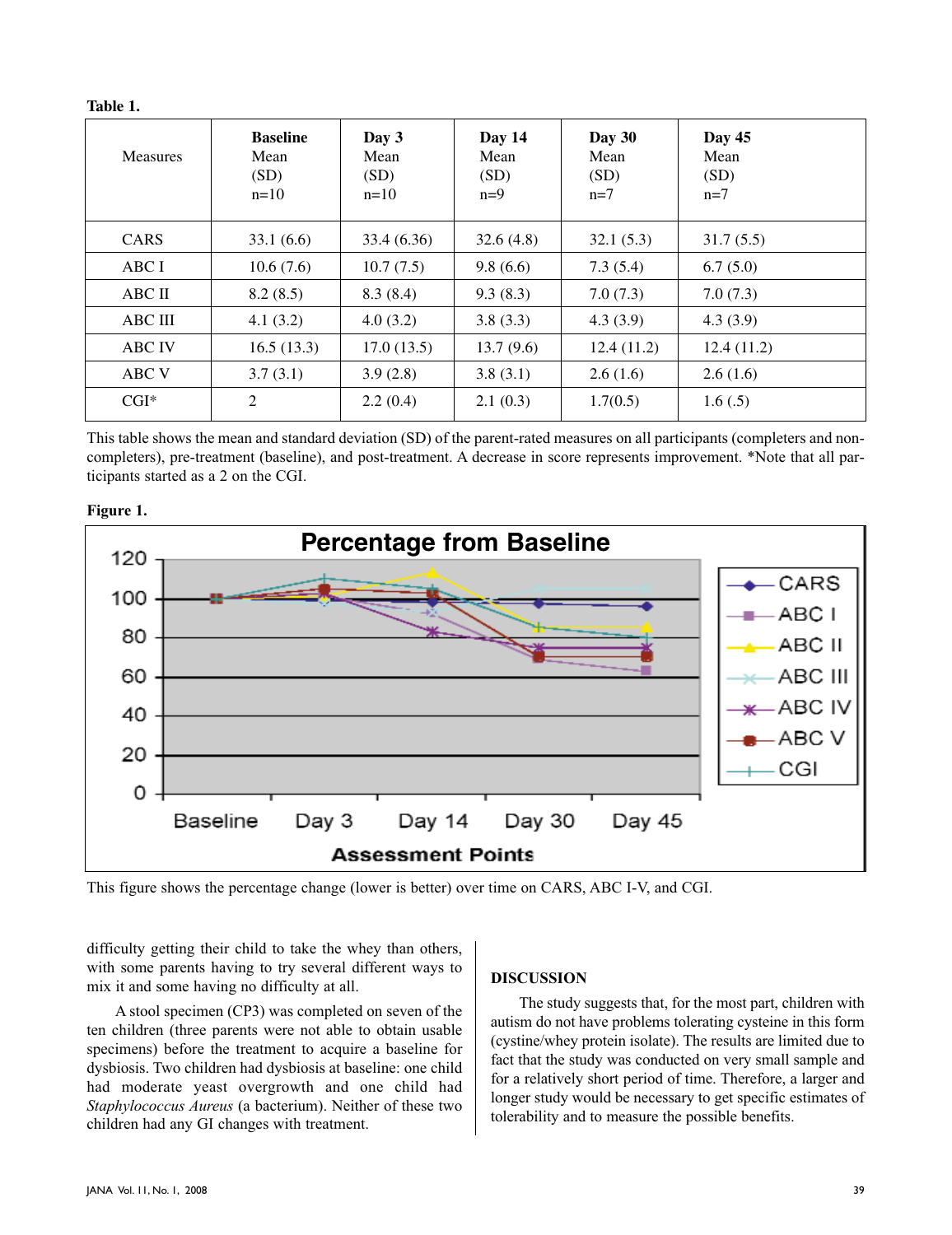**Table 1.**

| Measures | **Baseline** Mean (SD) n=10 | **Day 3** Mean (SD) n=10 | **Day 14** Mean (SD) n=9 | **Day 30** Mean (SD) n=7 | **Day 45** Mean (SD) n=7 |
|---|---|---|---|---|---|
| CARS | 33.1 (6.6) | 33.4 (6.36) | 32.6 (4.8) | 32.1 (5.3) | 31.7 (5.5) |
| ABC I | 10.6 (7.6) | 10.7 (7.5) | 9.8 (6.6) | 7.3 (5.4) | 6.7 (5.0) |
| ABC II | 8.2 (8.5) | 8.3 (8.4) | 9.3 (8.3) | 7.0 (7.3) | 7.0 (7.3) |
| ABC III | 4.1 (3.2) | 4.0 (3.2) | 3.8 (3.3) | 4.3 (3.9) | 4.3 (3.9) |
| ABC IV | 16.5 (13.3) | 17.0 (13.5) | 13.7 (9.6) | 12.4 (11.2) | 12.4 (11.2) |
| ABC V | 3.7 (3.1) | 3.9 (2.8) | 3.8 (3.1) | 2.6 (1.6) | 2.6 (1.6) |
| CGI* | 2 | 2.2 (0.4) | 2.1 (0.3) | 1.7(0.5) | 1.6 (.5) |

This table shows the mean and standard deviation (SD) of the parent-rated measures on all participants (completers and non-completers), pre-treatment (baseline), and post-treatment. A decrease in score represents improvement. *Note that all participants started as a 2 on the CGI.

**Figure 1.**

This figure shows the percentage change (lower is better) over time on CARS, ABC I-V, and CGI.

difficulty getting their child to take the whey than others, with some parents having to try several different ways to mix it and some having no difficulty at all.

A stool specimen (CP3) was completed on seven of the ten children (three parents were not able to obtain usable specimens) before the treatment to acquire a baseline for dysbiosis. Two children had dysbiosis at baseline: one child had moderate yeast overgrowth and one child had *Staphylococcus Aureus* (a bacterium). Neither of these two children had any GI changes with treatment.

## DISCUSSION

The study suggests that, for the most part, children with autism do not have problems tolerating cysteine in this form (cystine/whey protein isolate). The results are limited due to fact that the study was conducted on very small sample and for a relatively short period of time. Therefore, a larger and longer study would be necessary to get specific estimates of tolerability and to measure the possible benefits.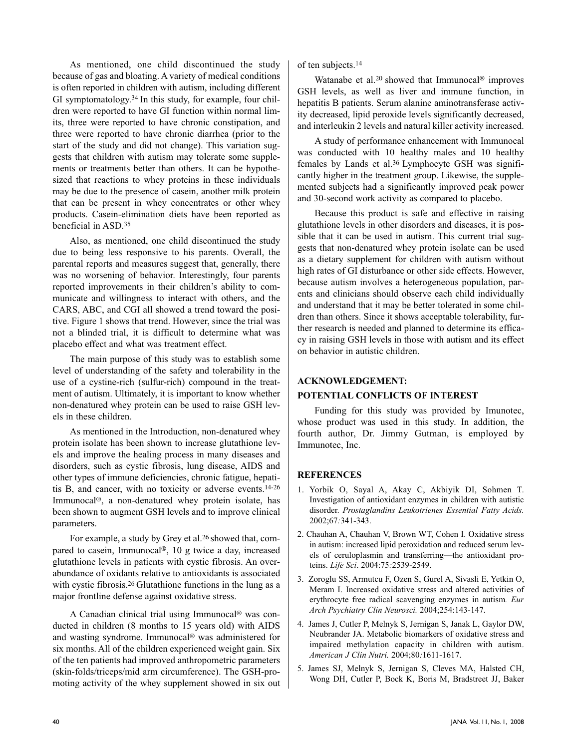As mentioned, one child discontinued the study because of gas and bloating. A variety of medical conditions is often reported in children with autism, including different GI symptomatology.[34] In this study, for example, four children were reported to have GI function within normal limits, three were reported to have chronic constipation, and three were reported to have chronic diarrhea (prior to the start of the study and did not change). This variation suggests that children with autism may tolerate some supplements or treatments better than others. It can be hypothesized that reactions to whey proteins in these individuals may be due to the presence of casein, another milk protein that can be present in whey concentrates or other whey products. Casein-elimination diets have been reported as beneficial in ASD.[35]

Also, as mentioned, one child discontinued the study due to being less responsive to his parents. Overall, the parental reports and measures suggest that, generally, there was no worsening of behavior. Interestingly, four parents reported improvements in their children's ability to communicate and willingness to interact with others, and the CARS, ABC, and CGI all showed a trend toward the positive. Figure 1 shows that trend. However, since the trial was not a blinded trial, it is difficult to determine what was placebo effect and what was treatment effect.

The main purpose of this study was to establish some level of understanding of the safety and tolerability in the use of a cystine-rich (sulfur-rich) compound in the treatment of autism. Ultimately, it is important to know whether non-denatured whey protein can be used to raise GSH levels in these children.

As mentioned in the Introduction, non-denatured whey protein isolate has been shown to increase glutathione levels and improve the healing process in many diseases and disorders, such as cystic fibrosis, lung disease, AIDS and other types of immune deficiencies, chronic fatigue, hepatitis B, and cancer, with no toxicity or adverse events.[14-26] Immunocal®, a non-denatured whey protein isolate, has been shown to augment GSH levels and to improve clinical parameters.

For example, a study by Grey et al.[26] showed that, compared to casein, Immunocal®, 10 g twice a day, increased glutathione levels in patients with cystic fibrosis. An overabundance of oxidants relative to antioxidants is associated with cystic fibrosis.[26] Glutathione functions in the lung as a major frontline defense against oxidative stress.

A Canadian clinical trial using Immunocal® was conducted in children (8 months to 15 years old) with AIDS and wasting syndrome. Immunocal® was administered for six months. All of the children experienced weight gain. Six of the ten patients had improved anthropometric parameters (skin-folds/triceps/mid arm circumference). The GSH-promoting activity of the whey supplement showed in six out of ten subjects.[14]

Watanabe et al.[20] showed that Immunocal® improves GSH levels, as well as liver and immune function, in hepatitis B patients. Serum alanine aminotransferase activity decreased, lipid peroxide levels significantly decreased, and interleukin 2 levels and natural killer activity increased.

A study of performance enhancement with Immunocal was conducted with 10 healthy males and 10 healthy females by Lands et al.[36] Lymphocyte GSH was significantly higher in the treatment group. Likewise, the supplemented subjects had a significantly improved peak power and 30-second work activity as compared to placebo.

Because this product is safe and effective in raising glutathione levels in other disorders and diseases, it is possible that it can be used in autism. This current trial suggests that non-denatured whey protein isolate can be used as a dietary supplement for children with autism without high rates of GI disturbance or other side effects. However, because autism involves a heterogeneous population, parents and clinicians should observe each child individually and understand that it may be better tolerated in some children than others. Since it shows acceptable tolerability, further research is needed and planned to determine its efficacy in raising GSH levels in those with autism and its effect on behavior in autistic children.

## ACKNOWLEDGEMENT:

## POTENTIAL CONFLICTS OF INTEREST

Funding for this study was provided by Imunotec, whose product was used in this study. In addition, the fourth author, Dr. Jimmy Gutman, is employed by Immunotec, Inc.

## REFERENCES

1. Yorbik O, Sayal A, Akay C, Akbiyik DI, Sohmen T. Investigation of antioxidant enzymes in children with autistic disorder. *Prostaglandins Leukotrienes Essential Fatty Acids.* 2002;67:341-343.
2. Chauhan A, Chauhan V, Brown WT, Cohen I. Oxidative stress in autism: increased lipid peroxidation and reduced serum levels of ceruloplasmin and transferring—the antioxidant proteins. *Life Sci*. 2004:75:2539-2549.
3. Zoroglu SS, Armutcu F, Ozen S, Gurel A, Sivasli E, Yetkin O, Meram I. Increased oxidative stress and altered activities of erythrocyte free radical scavenging enzymes in autism*. Eur Arch Psychiatry Clin Neurosci.* 2004;254:143-147.
4. James J, Cutler P, Melnyk S, Jernigan S, Janak L, Gaylor DW, Neubrander JA. Metabolic biomarkers of oxidative stress and impaired methylation capacity in children with autism. *American J Clin Nutri.* 2004;80:1611-1617.
5. James SJ, Melnyk S, Jernigan S, Cleves MA, Halsted CH, Wong DH, Cutler P, Bock K, Boris M, Bradstreet JJ, Baker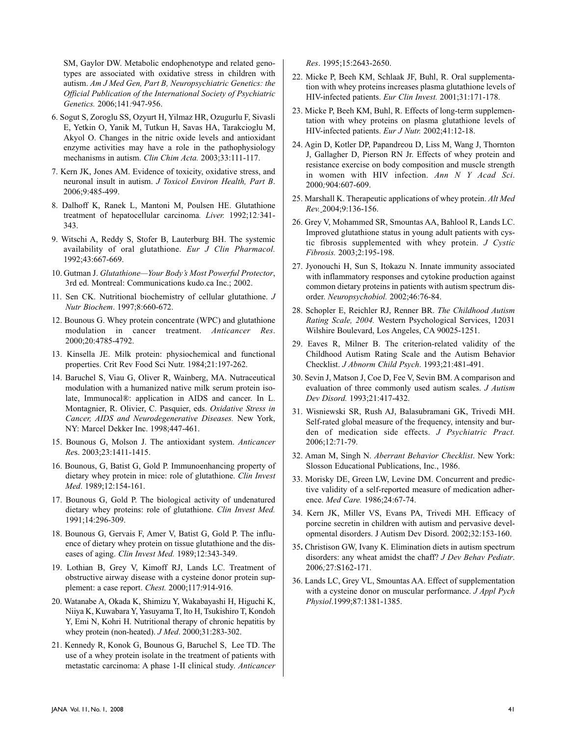SM, Gaylor DW. Metabolic endophenotype and related genotypes are associated with oxidative stress in children with autism. *Am J Med Gen, Part B, Neuropsychiatric Genetics: the Official Publication of the International Society of Psychiatric Genetics.* 2006;141:947-956.

6. Sogut S, Zoroglu SS, Ozyurt H, Yilmaz HR, Ozugurlu F, Sivasli E, Yetkin O, Yanik M, Tutkun H, Savas HA, Tarakcioglu M, Akyol O. Changes in the nitric oxide levels and antioxidant enzyme activities may have a role in the pathophysiology mechanisms in autism. *Clin Chim Acta.* 2003;33:111-117.

7. Kern JK, Jones AM. Evidence of toxicity, oxidative stress, and neuronal insult in autism. *J Toxicol Environ Health, Part B*. 2006;9:485-499.

8. Dalhoff K, Ranek L, Mantoni M, Poulsen HE. Glutathione treatment of hepatocellular carcinoma. *Liver.* 1992;12:341-343.

9. Witschi A, Reddy S, Stofer B, Lauterburg BH. The systemic availability of oral glutathione. *Eur J Clin Pharmacol.* 1992;43:667-669.

10. Gutman J. *Glutathione—Your Body's Most Powerful Protector*, 3rd ed. Montreal: Communications kudo.ca Inc.; 2002.

11. Sen CK. Nutritional biochemistry of cellular glutathione. *J Nutr Biochem*. 1997;8:660-672.

12. Bounous G. Whey protein concentrate (WPC) and glutathione modulation in cancer treatment. *Anticancer Res*. 2000;20:4785-4792.

13. Kinsella JE. Milk protein: physiochemical and functional properties. Crit Rev Food Sci Nutr. 1984;21:197-262.

14. Baruchel S, Viau G, Oliver R, Wainberg, MA. Nutraceutical modulation with a humanized native milk serum protein isolate, Immunocal®: application in AIDS and cancer. In L. Montagnier, R. Olivier, C. Pasquier, eds. *Oxidative Stress in Cancer, AIDS and Neurodegenerative Diseases.* New York, NY: Marcel Dekker Inc. 1998;447-461.

15. Bounous G, Molson J. The antioxidant system. *Anticancer Re*s. 2003;23:1411-1415.

16. Bounous, G, Batist G, Gold P. Immunoenhancing property of dietary whey protein in mice: role of glutathione. *Clin Invest Med*. 1989;12:154-161.

17. Bounous G, Gold P. The biological activity of undenatured dietary whey proteins: role of glutathione. *Clin Invest Med.* 1991;14:296-309.

18. Bounous G, Gervais F, Amer V, Batist G, Gold P. The influence of dietary whey protein on tissue glutathione and the diseases of aging. *Clin Invest Med.* 1989;12:343-349.

19. Lothian B, Grey V, Kimoff RJ, Lands LC. Treatment of obstructive airway disease with a cysteine donor protein supplement: a case report. *Chest.* 2000;117:914-916.

20. Watanabe A, Okada K, Shimizu Y, Wakabayashi H, Higuchi K, Niiya K, Kuwabara Y, Yasuyama T, Ito H, Tsukishiro T, Kondoh Y, Emi N, Kohri H. Nutritional therapy of chronic hepatitis by whey protein (non-heated). *J Med*. 2000;31:283-302.

21. Kennedy R, Konok G, Bounous G, Baruchel S, Lee TD. The use of a whey protein isolate in the treatment of patients with metastatic carcinoma: A phase 1-II clinical study. *Anticancer Res*. 1995;15:2643-2650.

22. Micke P, Beeh KM, Schlaak JF, Buhl, R. Oral supplementation with whey proteins increases plasma glutathione levels of HIV-infected patients. *Eur Clin Invest.* 2001;31:171-178.

23. Micke P, Beeh KM, Buhl, R. Effects of long-term supplementation with whey proteins on plasma glutathione levels of HIV-infected patients. *Eur J Nutr.* 2002;41:12-18.

24. Agin D, Kotler DP, Papandreou D, Liss M, Wang J, Thornton J, Gallagher D, Pierson RN Jr. Effects of whey protein and resistance exercise on body composition and muscle strength in women with HIV infection. *Ann N Y Acad Sci*. 2000;904:607-609.

25. Marshall K. Therapeutic applications of whey protein. *Alt Med Rev.* 2004;9:136-156.

26. Grey V, Mohammed SR, Smountas AA, Bahlool R, Lands LC. Improved glutathione status in young adult patients with cystic fibrosis supplemented with whey protein. *J Cystic Fibrosis.* 2003;2:195-198.

27. Jyonouchi H, Sun S, Itokazu N. Innate immunity associated with inflammatory responses and cytokine production against common dietary proteins in patients with autism spectrum disorder. *Neuropsychobiol.* 2002;46:76-84.

28. Schopler E, Reichler RJ, Renner BR. *The Childhood Autism Rating Scale, 2004.* Western Psychological Services, 12031 Wilshire Boulevard, Los Angeles, CA 90025-1251.

29. Eaves R, Milner B. The criterion-related validity of the Childhood Autism Rating Scale and the Autism Behavior Checklist. *J Abnorm Child Psych*. 1993;21:481-491.

30. Sevin J, Matson J, Coe D, Fee V, Sevin BM. A comparison and evaluation of three commonly used autism scales. *J Autism Dev Disord.* 1993;21:417-432.

31. Wisniewski SR, Rush AJ, Balasubramani GK, Trivedi MH. Self-rated global measure of the frequency, intensity and burden of medication side effects. *J Psychiatric Pract.* 2006;12:71-79.

32. Aman M, Singh N. *Aberrant Behavior Checklist*. New York: Slosson Educational Publications, Inc., 1986.

33. Morisky DE, Green LW, Levine DM. Concurrent and predictive validity of a self-reported measure of medication adherence. *Med Care.* 1986;24:67-74.

34. Kern JK, Miller VS, Evans PA, Trivedi MH. Efficacy of porcine secretin in children with autism and pervasive developmental disorders. J Autism Dev Disord. 2002;32:153-160.

35. Christison GW, Ivany K. Elimination diets in autism spectrum disorders: any wheat amidst the chaff? *J Dev Behav Pediatr*. 2006;27:S162-171.

36. Lands LC, Grey VL, Smountas AA. Effect of supplementation with a cysteine donor on muscular performance. *J Appl Pych Physiol*.1999;87:1381-1385.